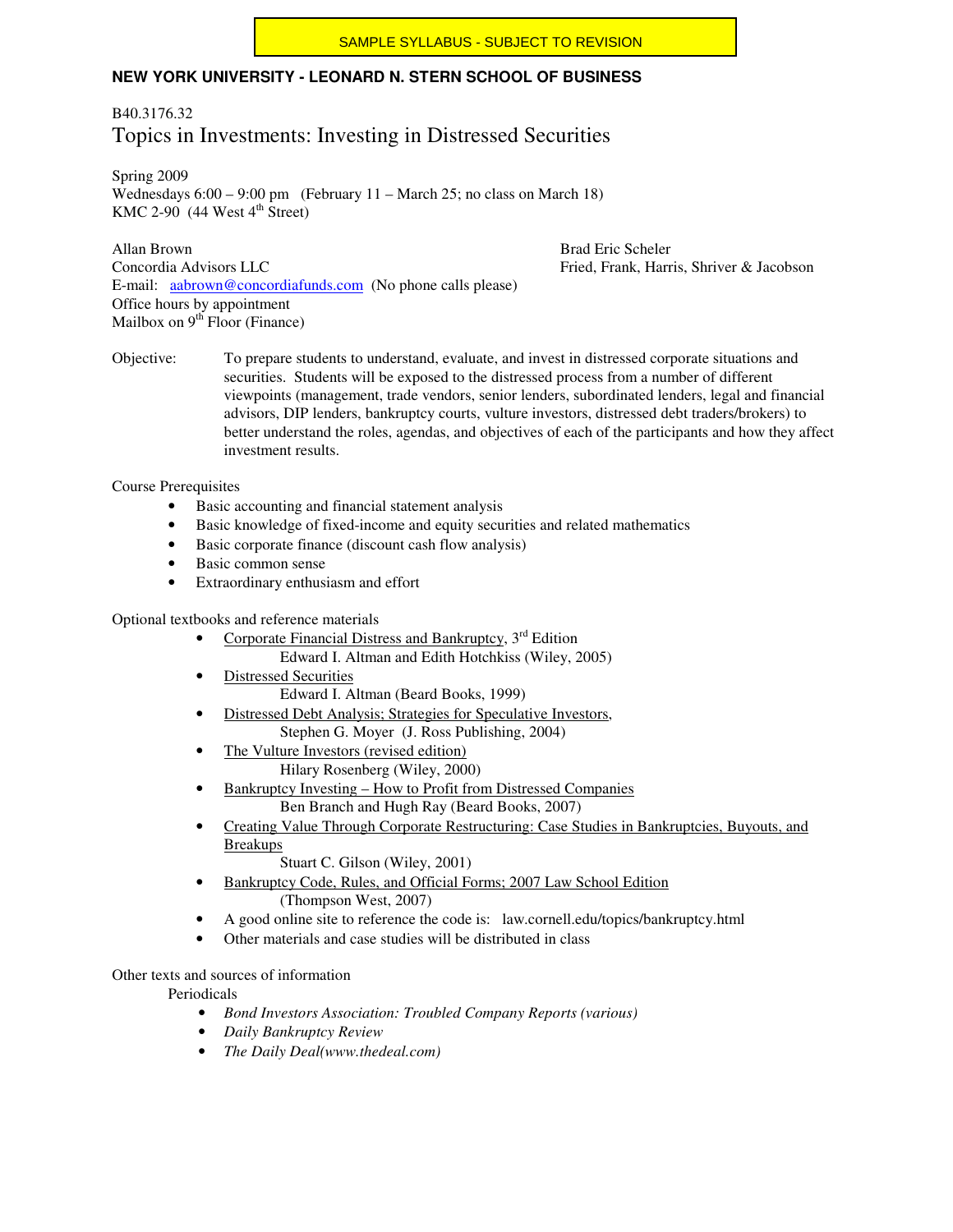SAMPLE SYLLABUS - SUBJECT TO REVISION

**NEW YORK UNIVERSITY - LEONARD N. STERN SCHOOL OF BUSINESS**

B40.3176.32

# Topics in Investments: Investing in Distressed Securities

Spring 2009
Wednesdays 6:00 – 9:00 pm (February 11 – March 25; no class on March 18)
KMC 2-90 (44 West 4th Street)

Allan Brown
Concordia Advisors LLC
E-mail: aabrown@concordiafunds.com (No phone calls please)
Office hours by appointment
Mailbox on 9th Floor (Finance)

Brad Eric Scheler
Fried, Frank, Harris, Shriver & Jacobson

Objective: To prepare students to understand, evaluate, and invest in distressed corporate situations and securities. Students will be exposed to the distressed process from a number of different viewpoints (management, trade vendors, senior lenders, subordinated lenders, legal and financial advisors, DIP lenders, bankruptcy courts, vulture investors, distressed debt traders/brokers) to better understand the roles, agendas, and objectives of each of the participants and how they affect investment results.

Course Prerequisites

- Basic accounting and financial statement analysis
- Basic knowledge of fixed-income and equity securities and related mathematics
- Basic corporate finance (discount cash flow analysis)
- Basic common sense
- Extraordinary enthusiasm and effort

Optional textbooks and reference materials

- Corporate Financial Distress and Bankruptcy, 3rd Edition
  Edward I. Altman and Edith Hotchkiss (Wiley, 2005)
- Distressed Securities
  Edward I. Altman (Beard Books, 1999)
- Distressed Debt Analysis; Strategies for Speculative Investors,
  Stephen G. Moyer (J. Ross Publishing, 2004)
- The Vulture Investors (revised edition)
  Hilary Rosenberg (Wiley, 2000)
- Bankruptcy Investing – How to Profit from Distressed Companies
  Ben Branch and Hugh Ray (Beard Books, 2007)
- Creating Value Through Corporate Restructuring: Case Studies in Bankruptcies, Buyouts, and Breakups
  Stuart C. Gilson (Wiley, 2001)
- Bankruptcy Code, Rules, and Official Forms; 2007 Law School Edition
  (Thompson West, 2007)
- A good online site to reference the code is: law.cornell.edu/topics/bankruptcy.html
- Other materials and case studies will be distributed in class

Other texts and sources of information

Periodicals

- *Bond Investors Association: Troubled Company Reports (various)*
- *Daily Bankruptcy Review*
- *The Daily Deal(www.thedeal.com)*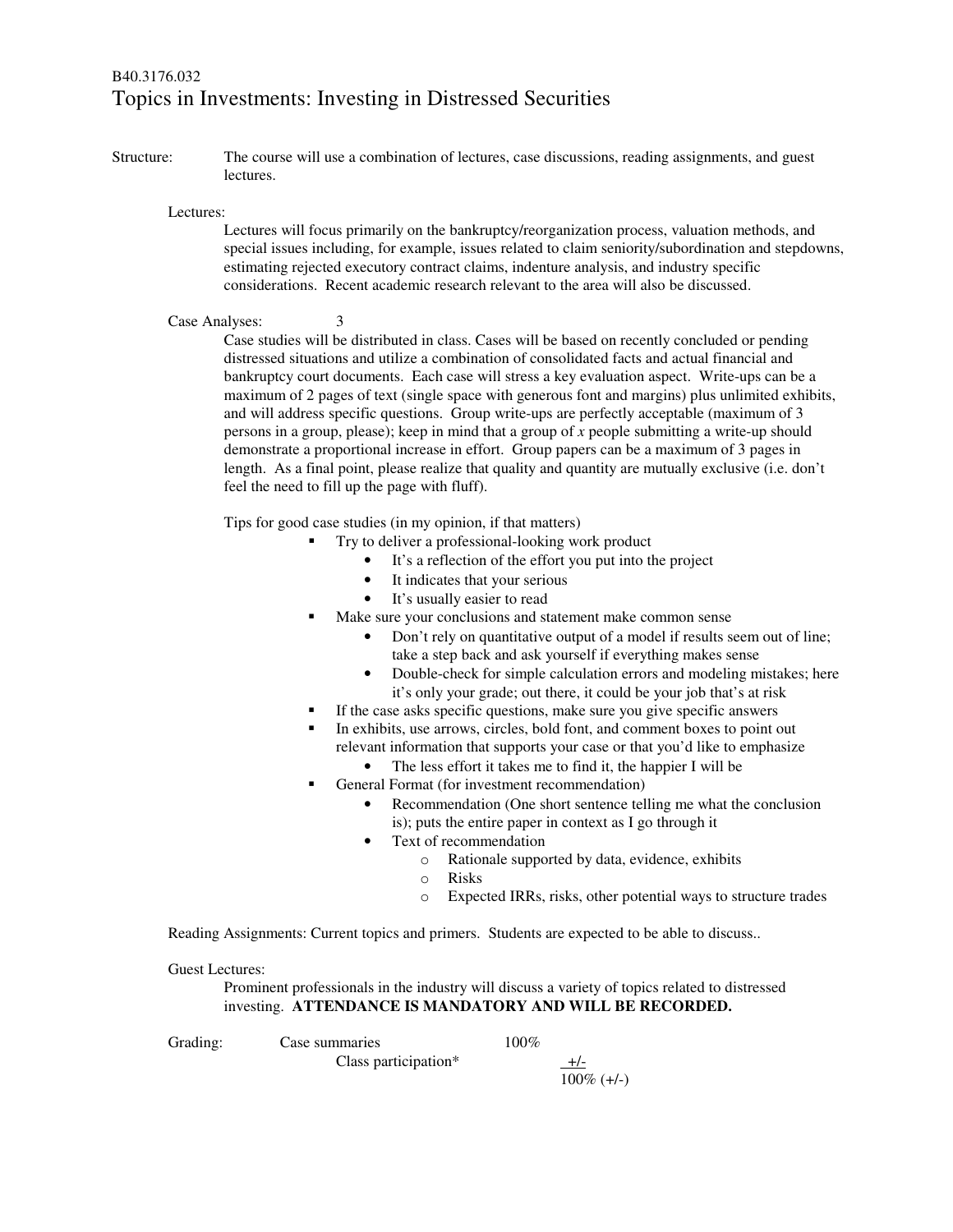B40.3176.032

# Topics in Investments: Investing in Distressed Securities

Structure: The course will use a combination of lectures, case discussions, reading assignments, and guest lectures.

Lectures:

Lectures will focus primarily on the bankruptcy/reorganization process, valuation methods, and special issues including, for example, issues related to claim seniority/subordination and stepdowns, estimating rejected executory contract claims, indenture analysis, and industry specific considerations. Recent academic research relevant to the area will also be discussed.

Case Analyses: 3

Case studies will be distributed in class. Cases will be based on recently concluded or pending distressed situations and utilize a combination of consolidated facts and actual financial and bankruptcy court documents. Each case will stress a key evaluation aspect. Write-ups can be a maximum of 2 pages of text (single space with generous font and margins) plus unlimited exhibits, and will address specific questions. Group write-ups are perfectly acceptable (maximum of 3 persons in a group, please); keep in mind that a group of *x* people submitting a write-up should demonstrate a proportional increase in effort. Group papers can be a maximum of 3 pages in length. As a final point, please realize that quality and quantity are mutually exclusive (i.e. don't feel the need to fill up the page with fluff).

Tips for good case studies (in my opinion, if that matters)

- Try to deliver a professional-looking work product
  - It's a reflection of the effort you put into the project
  - It indicates that your serious
  - It's usually easier to read
- Make sure your conclusions and statement make common sense
  - Don't rely on quantitative output of a model if results seem out of line; take a step back and ask yourself if everything makes sense
  - Double-check for simple calculation errors and modeling mistakes; here it's only your grade; out there, it could be your job that's at risk
- If the case asks specific questions, make sure you give specific answers
- In exhibits, use arrows, circles, bold font, and comment boxes to point out relevant information that supports your case or that you'd like to emphasize
  - The less effort it takes me to find it, the happier I will be
- General Format (for investment recommendation)
  - Recommendation (One short sentence telling me what the conclusion is); puts the entire paper in context as I go through it
  - Text of recommendation
    - Rationale supported by data, evidence, exhibits
    - Risks
    - Expected IRRs, risks, other potential ways to structure trades

Reading Assignments: Current topics and primers. Students are expected to be able to discuss..

Guest Lectures:

Prominent professionals in the industry will discuss a variety of topics related to distressed investing. **ATTENDANCE IS MANDATORY AND WILL BE RECORDED.**

| Grading: | | |
|---|---|---|
| | Case summaries | 100% |
| | Class participation* | +/- |
| | | 100% (+/-) |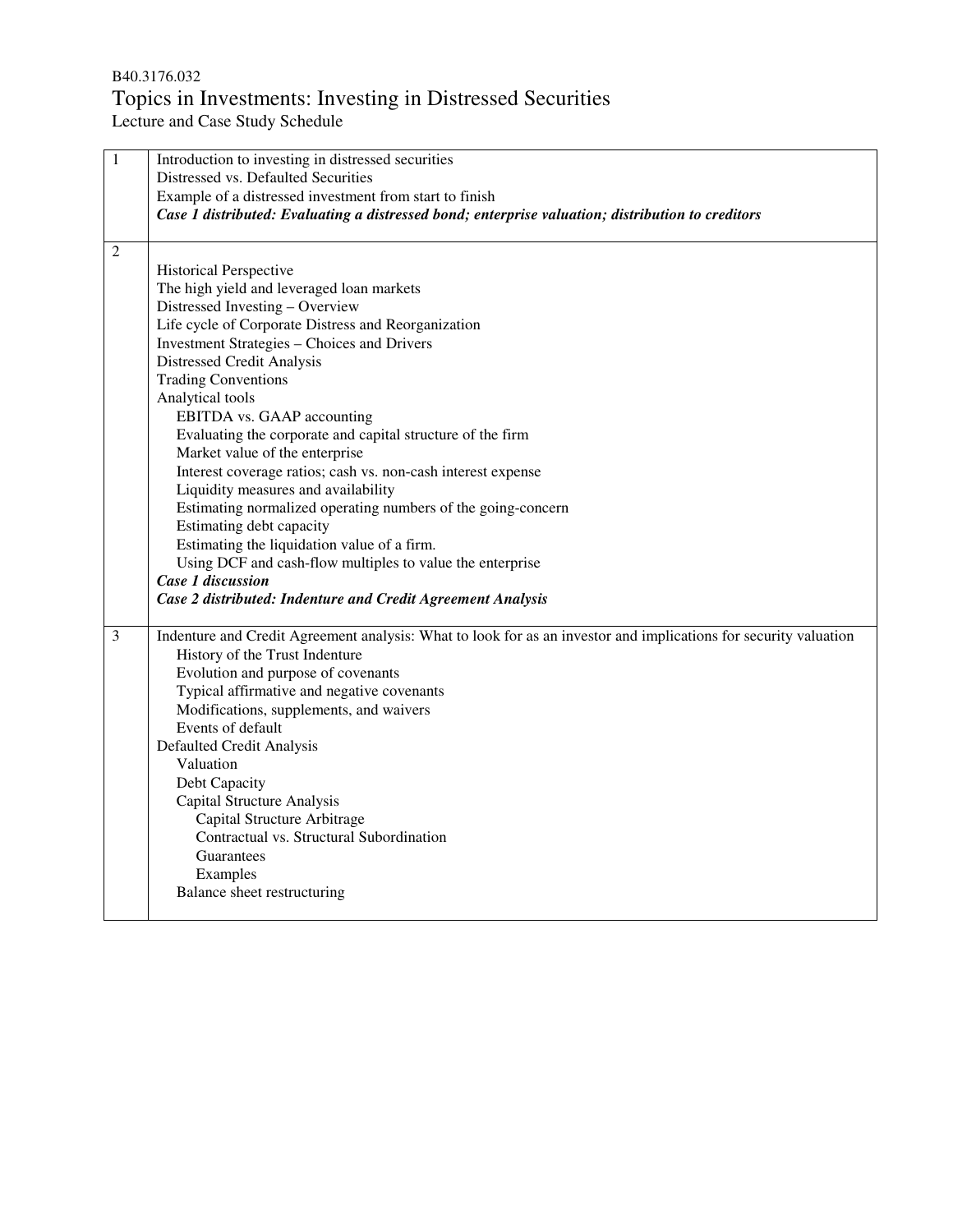B40.3176.032

# Topics in Investments: Investing in Distressed Securities

Lecture and Case Study Schedule

| | |
|---|---|
| 1 | Introduction to investing in distressed securities<br>Distressed vs. Defaulted Securities<br>Example of a distressed investment from start to finish<br>***Case 1 distributed: Evaluating a distressed bond; enterprise valuation; distribution to creditors*** |
| 2 | Historical Perspective<br>The high yield and leveraged loan markets<br>Distressed Investing – Overview<br>Life cycle of Corporate Distress and Reorganization<br>Investment Strategies – Choices and Drivers<br>Distressed Credit Analysis<br>Trading Conventions<br>Analytical tools<br>&nbsp;&nbsp;&nbsp;&nbsp;EBITDA vs. GAAP accounting<br>&nbsp;&nbsp;&nbsp;&nbsp;Evaluating the corporate and capital structure of the firm<br>&nbsp;&nbsp;&nbsp;&nbsp;Market value of the enterprise<br>&nbsp;&nbsp;&nbsp;&nbsp;Interest coverage ratios; cash vs. non-cash interest expense<br>&nbsp;&nbsp;&nbsp;&nbsp;Liquidity measures and availability<br>&nbsp;&nbsp;&nbsp;&nbsp;Estimating normalized operating numbers of the going-concern<br>&nbsp;&nbsp;&nbsp;&nbsp;Estimating debt capacity<br>&nbsp;&nbsp;&nbsp;&nbsp;Estimating the liquidation value of a firm.<br>&nbsp;&nbsp;&nbsp;&nbsp;Using DCF and cash-flow multiples to value the enterprise<br>***Case 1 discussion***<br>***Case 2 distributed: Indenture and Credit Agreement Analysis*** |
| 3 | Indenture and Credit Agreement analysis: What to look for as an investor and implications for security valuation<br>&nbsp;&nbsp;&nbsp;&nbsp;History of the Trust Indenture<br>&nbsp;&nbsp;&nbsp;&nbsp;Evolution and purpose of covenants<br>&nbsp;&nbsp;&nbsp;&nbsp;Typical affirmative and negative covenants<br>&nbsp;&nbsp;&nbsp;&nbsp;Modifications, supplements, and waivers<br>&nbsp;&nbsp;&nbsp;&nbsp;Events of default<br>Defaulted Credit Analysis<br>&nbsp;&nbsp;&nbsp;&nbsp;Valuation<br>&nbsp;&nbsp;&nbsp;&nbsp;Debt Capacity<br>&nbsp;&nbsp;&nbsp;&nbsp;Capital Structure Analysis<br>&nbsp;&nbsp;&nbsp;&nbsp;&nbsp;&nbsp;&nbsp;&nbsp;Capital Structure Arbitrage<br>&nbsp;&nbsp;&nbsp;&nbsp;&nbsp;&nbsp;&nbsp;&nbsp;Contractual vs. Structural Subordination<br>&nbsp;&nbsp;&nbsp;&nbsp;&nbsp;&nbsp;&nbsp;&nbsp;Guarantees<br>&nbsp;&nbsp;&nbsp;&nbsp;&nbsp;&nbsp;&nbsp;&nbsp;Examples<br>&nbsp;&nbsp;&nbsp;&nbsp;Balance sheet restructuring |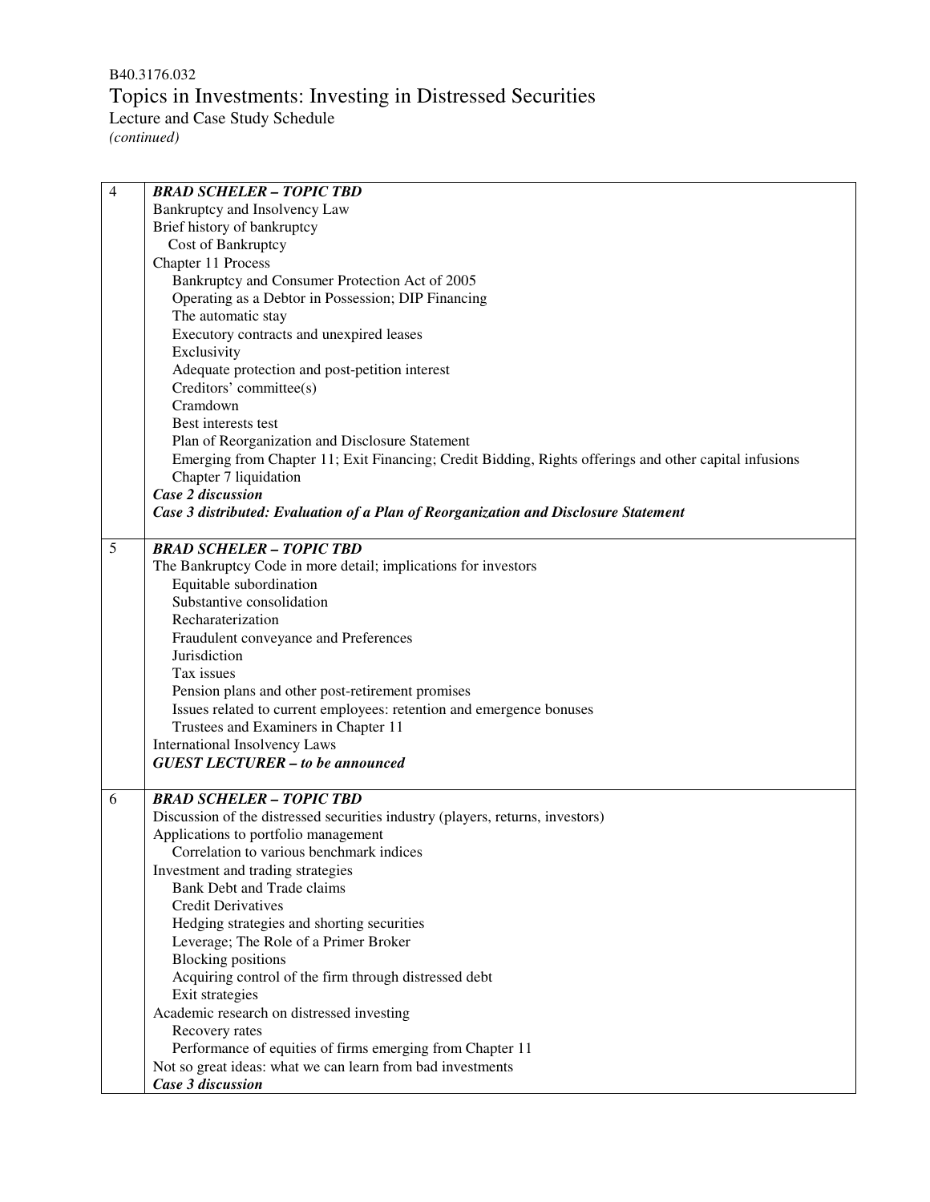B40.3176.032

# Topics in Investments: Investing in Distressed Securities

Lecture and Case Study Schedule

*(continued)*

| | |
|---|---|
| 4 | ***BRAD SCHELER – TOPIC TBD***<br>Bankruptcy and Insolvency Law<br>Brief history of bankruptcy<br>Cost of Bankruptcy<br>Chapter 11 Process<br>Bankruptcy and Consumer Protection Act of 2005<br>Operating as a Debtor in Possession; DIP Financing<br>The automatic stay<br>Executory contracts and unexpired leases<br>Exclusivity<br>Adequate protection and post-petition interest<br>Creditors' committee(s)<br>Cramdown<br>Best interests test<br>Plan of Reorganization and Disclosure Statement<br>Emerging from Chapter 11; Exit Financing; Credit Bidding, Rights offerings and other capital infusions<br>Chapter 7 liquidation<br>***Case 2 discussion***<br>***Case 3 distributed: Evaluation of a Plan of Reorganization and Disclosure Statement*** |
| 5 | ***BRAD SCHELER – TOPIC TBD***<br>The Bankruptcy Code in more detail; implications for investors<br>Equitable subordination<br>Substantive consolidation<br>Recharaterization<br>Fraudulent conveyance and Preferences<br>Jurisdiction<br>Tax issues<br>Pension plans and other post-retirement promises<br>Issues related to current employees: retention and emergence bonuses<br>Trustees and Examiners in Chapter 11<br>International Insolvency Laws<br>***GUEST LECTURER – to be announced*** |
| 6 | ***BRAD SCHELER – TOPIC TBD***<br>Discussion of the distressed securities industry (players, returns, investors)<br>Applications to portfolio management<br>Correlation to various benchmark indices<br>Investment and trading strategies<br>Bank Debt and Trade claims<br>Credit Derivatives<br>Hedging strategies and shorting securities<br>Leverage; The Role of a Primer Broker<br>Blocking positions<br>Acquiring control of the firm through distressed debt<br>Exit strategies<br>Academic research on distressed investing<br>Recovery rates<br>Performance of equities of firms emerging from Chapter 11<br>Not so great ideas: what we can learn from bad investments<br>***Case 3 discussion*** |